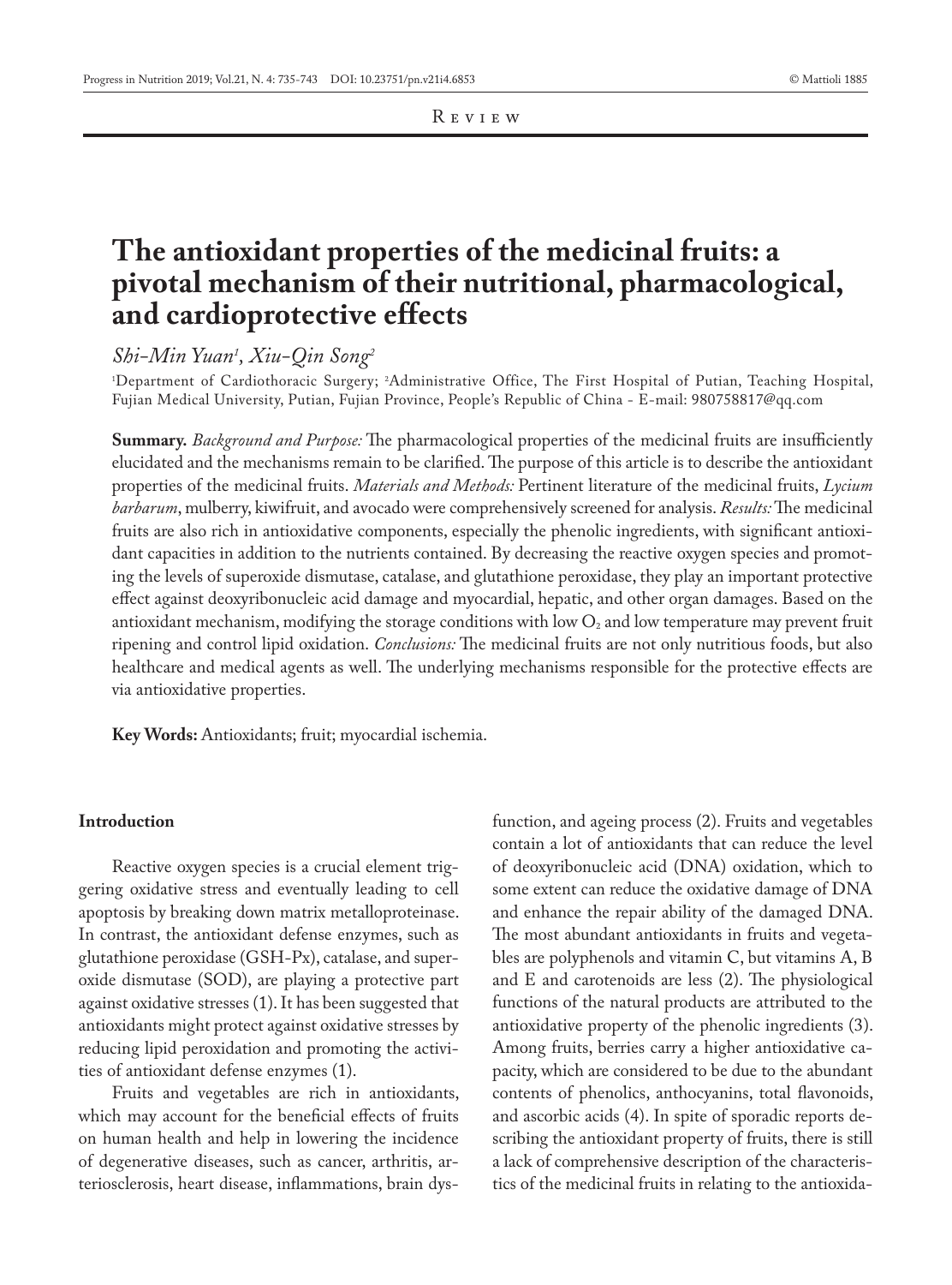Review

# The antioxidant properties of the medicinal fruits: a pivotal mechanism of their nutritional, pharmacological, and cardioprotective effects

*Shi-Min Yuan*[1], *Xiu-Qin Song*[2]

[1]Department of Cardiothoracic Surgery; [2]Administrative Office, The First Hospital of Putian, Teaching Hospital, Fujian Medical University, Putian, Fujian Province, People's Republic of China - E-mail: 980758817@qq.com

**Summary.** *Background and Purpose:* The pharmacological properties of the medicinal fruits are insufficiently elucidated and the mechanisms remain to be clarified. The purpose of this article is to describe the antioxidant properties of the medicinal fruits. *Materials and Methods:* Pertinent literature of the medicinal fruits, *Lycium barbarum*, mulberry, kiwifruit, and avocado were comprehensively screened for analysis. *Results:* The medicinal fruits are also rich in antioxidative components, especially the phenolic ingredients, with significant antioxidant capacities in addition to the nutrients contained. By decreasing the reactive oxygen species and promoting the levels of superoxide dismutase, catalase, and glutathione peroxidase, they play an important protective effect against deoxyribonucleic acid damage and myocardial, hepatic, and other organ damages. Based on the antioxidant mechanism, modifying the storage conditions with low $O_2$ and low temperature may prevent fruit ripening and control lipid oxidation. *Conclusions:* The medicinal fruits are not only nutritious foods, but also healthcare and medical agents as well. The underlying mechanisms responsible for the protective effects are via antioxidative properties.

**Key Words:** Antioxidants; fruit; myocardial ischemia.

## Introduction

Reactive oxygen species is a crucial element triggering oxidative stress and eventually leading to cell apoptosis by breaking down matrix metalloproteinase. In contrast, the antioxidant defense enzymes, such as glutathione peroxidase (GSH-Px), catalase, and superoxide dismutase (SOD), are playing a protective part against oxidative stresses (1). It has been suggested that antioxidants might protect against oxidative stresses by reducing lipid peroxidation and promoting the activities of antioxidant defense enzymes (1).

Fruits and vegetables are rich in antioxidants, which may account for the beneficial effects of fruits on human health and help in lowering the incidence of degenerative diseases, such as cancer, arthritis, arteriosclerosis, heart disease, inflammations, brain dysfunction, and ageing process (2). Fruits and vegetables contain a lot of antioxidants that can reduce the level of deoxyribonucleic acid (DNA) oxidation, which to some extent can reduce the oxidative damage of DNA and enhance the repair ability of the damaged DNA. The most abundant antioxidants in fruits and vegetables are polyphenols and vitamin C, but vitamins A, B and E and carotenoids are less (2). The physiological functions of the natural products are attributed to the antioxidative property of the phenolic ingredients (3). Among fruits, berries carry a higher antioxidative capacity, which are considered to be due to the abundant contents of phenolics, anthocyanins, total flavonoids, and ascorbic acids (4). In spite of sporadic reports describing the antioxidant property of fruits, there is still a lack of comprehensive description of the characteristics of the medicinal fruits in relating to the antioxida-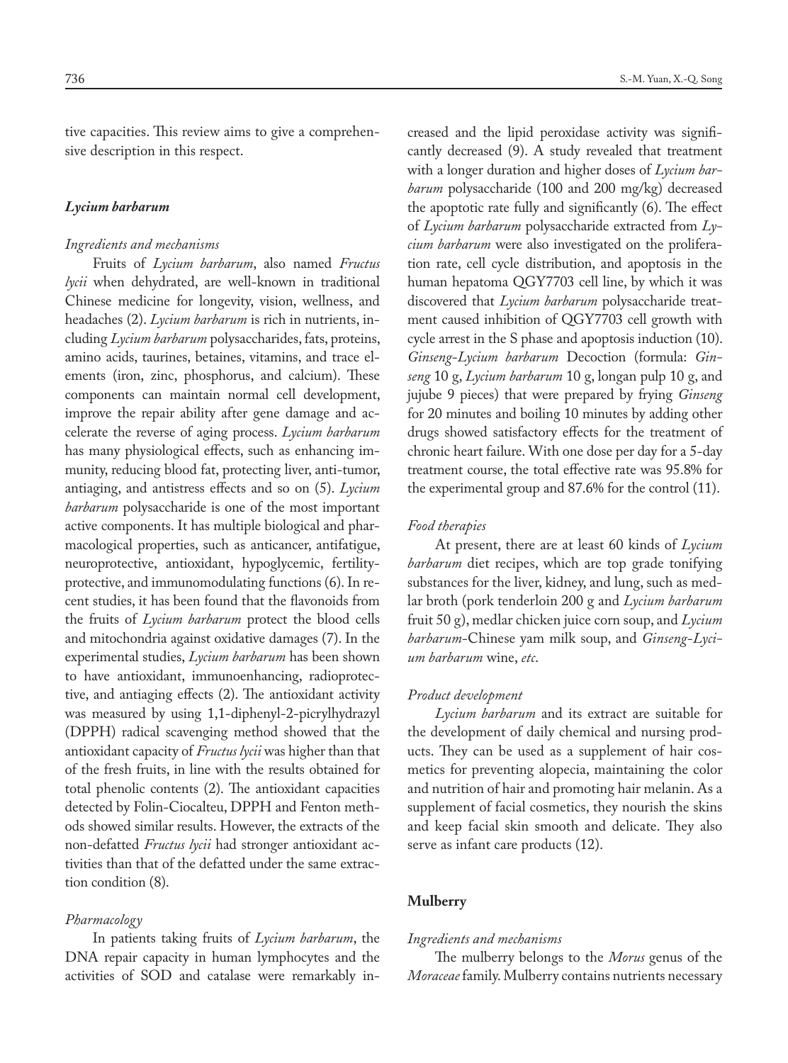tive capacities. This review aims to give a comprehensive description in this respect.

## *Lycium barbarum*

### *Ingredients and mechanisms*

Fruits of *Lycium barbarum*, also named *Fructus lycii* when dehydrated, are well-known in traditional Chinese medicine for longevity, vision, wellness, and headaches (2). *Lycium barbarum* is rich in nutrients, including *Lycium barbarum* polysaccharides, fats, proteins, amino acids, taurines, betaines, vitamins, and trace elements (iron, zinc, phosphorus, and calcium). These components can maintain normal cell development, improve the repair ability after gene damage and accelerate the reverse of aging process. *Lycium barbarum* has many physiological effects, such as enhancing immunity, reducing blood fat, protecting liver, anti-tumor, antiaging, and antistress effects and so on (5). *Lycium barbarum* polysaccharide is one of the most important active components. It has multiple biological and pharmacological properties, such as anticancer, antifatigue, neuroprotective, antioxidant, hypoglycemic, fertility-protective, and immunomodulating functions (6). In recent studies, it has been found that the flavonoids from the fruits of *Lycium barbarum* protect the blood cells and mitochondria against oxidative damages (7). In the experimental studies, *Lycium barbarum* has been shown to have antioxidant, immunoenhancing, radioprotective, and antiaging effects (2). The antioxidant activity was measured by using 1,1-diphenyl-2-picrylhydrazyl (DPPH) radical scavenging method showed that the antioxidant capacity of *Fructus lycii* was higher than that of the fresh fruits, in line with the results obtained for total phenolic contents (2). The antioxidant capacities detected by Folin-Ciocalteu, DPPH and Fenton methods showed similar results. However, the extracts of the non-defatted *Fructus lycii* had stronger antioxidant activities than that of the defatted under the same extraction condition (8).

### *Pharmacology*

In patients taking fruits of *Lycium barbarum*, the DNA repair capacity in human lymphocytes and the activities of SOD and catalase were remarkably increased and the lipid peroxidase activity was significantly decreased (9). A study revealed that treatment with a longer duration and higher doses of *Lycium barbarum* polysaccharide (100 and 200 mg/kg) decreased the apoptotic rate fully and significantly (6). The effect of *Lycium barbarum* polysaccharide extracted from *Lycium barbarum* were also investigated on the proliferation rate, cell cycle distribution, and apoptosis in the human hepatoma QGY7703 cell line, by which it was discovered that *Lycium barbarum* polysaccharide treatment caused inhibition of QGY7703 cell growth with cycle arrest in the S phase and apoptosis induction (10). *Ginseng*-*Lycium barbarum* Decoction (formula: *Ginseng* 10 g, *Lycium barbarum* 10 g, longan pulp 10 g, and jujube 9 pieces) that were prepared by frying *Ginseng* for 20 minutes and boiling 10 minutes by adding other drugs showed satisfactory effects for the treatment of chronic heart failure. With one dose per day for a 5-day treatment course, the total effective rate was 95.8% for the experimental group and 87.6% for the control (11).

### *Food therapies*

At present, there are at least 60 kinds of *Lycium barbarum* diet recipes, which are top grade tonifying substances for the liver, kidney, and lung, such as medlar broth (pork tenderloin 200 g and *Lycium barbarum* fruit 50 g), medlar chicken juice corn soup, and *Lycium barbarum*-Chinese yam milk soup, and *Ginseng*-*Lycium barbarum* wine, *etc*.

### *Product development*

*Lycium barbarum* and its extract are suitable for the development of daily chemical and nursing products. They can be used as a supplement of hair cosmetics for preventing alopecia, maintaining the color and nutrition of hair and promoting hair melanin. As a supplement of facial cosmetics, they nourish the skins and keep facial skin smooth and delicate. They also serve as infant care products (12).

## **Mulberry**

### *Ingredients and mechanisms*

The mulberry belongs to the *Morus* genus of the *Moraceae* family. Mulberry contains nutrients necessary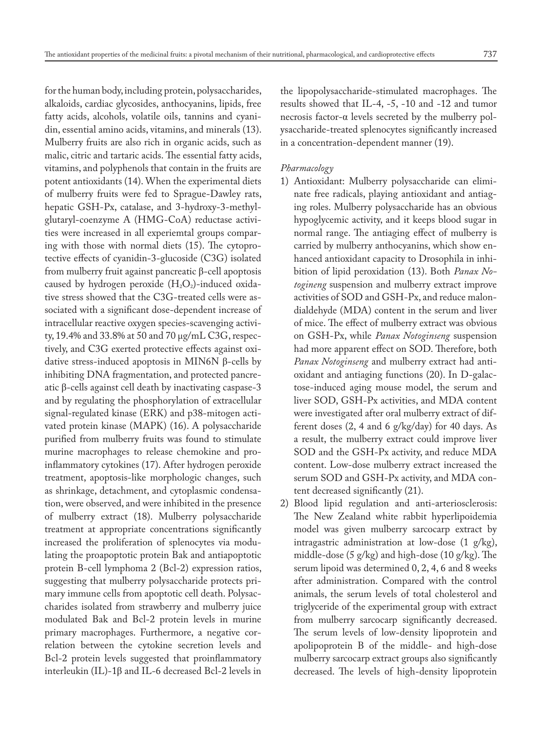for the human body, including protein, polysaccharides, alkaloids, cardiac glycosides, anthocyanins, lipids, free fatty acids, alcohols, volatile oils, tannins and cyanidin, essential amino acids, vitamins, and minerals (13). Mulberry fruits are also rich in organic acids, such as malic, citric and tartaric acids. The essential fatty acids, vitamins, and polyphenols that contain in the fruits are potent antioxidants (14). When the experimental diets of mulberry fruits were fed to Sprague-Dawley rats, hepatic GSH-Px, catalase, and 3-hydroxy-3-methylglutaryl-coenzyme A (HMG-CoA) reductase activities were increased in all experiemtal groups comparing with those with normal diets (15). The cytoprotective effects of cyanidin-3-glucoside (C3G) isolated from mulberry fruit against pancreatic β-cell apoptosis caused by hydrogen peroxide ($H_2O_2$)-induced oxidative stress showed that the C3G-treated cells were associated with a significant dose-dependent increase of intracellular reactive oxygen species-scavenging activity, 19.4% and 33.8% at 50 and 70 μg/mL C3G, respectively, and C3G exerted protective effects against oxidative stress-induced apoptosis in MIN6N β-cells by inhibiting DNA fragmentation, and protected pancreatic β-cells against cell death by inactivating caspase-3 and by regulating the phosphorylation of extracellular signal-regulated kinase (ERK) and p38-mitogen activated protein kinase (MAPK) (16). A polysaccharide purified from mulberry fruits was found to stimulate murine macrophages to release chemokine and proinflammatory cytokines (17). After hydrogen peroxide treatment, apoptosis-like morphologic changes, such as shrinkage, detachment, and cytoplasmic condensation, were observed, and were inhibited in the presence of mulberry extract (18). Mulberry polysaccharide treatment at appropriate concentrations significantly increased the proliferation of splenocytes via modulating the proapoptotic protein Bak and antiapoptotic protein B-cell lymphoma 2 (Bcl-2) expression ratios, suggesting that mulberry polysaccharide protects primary immune cells from apoptotic cell death. Polysaccharides isolated from strawberry and mulberry juice modulated Bak and Bcl-2 protein levels in murine primary macrophages. Furthermore, a negative correlation between the cytokine secretion levels and Bcl-2 protein levels suggested that proinflammatory interleukin (IL)-1β and IL-6 decreased Bcl-2 levels in the lipopolysaccharide-stimulated macrophages. The results showed that IL-4, -5, -10 and -12 and tumor necrosis factor-α levels secreted by the mulberry polysaccharide-treated splenocytes significantly increased in a concentration-dependent manner (19).

*Pharmacology*

1) Antioxidant: Mulberry polysaccharide can eliminate free radicals, playing antioxidant and antiaging roles. Mulberry polysaccharide has an obvious hypoglycemic activity, and it keeps blood sugar in normal range. The antiaging effect of mulberry is carried by mulberry anthocyanins, which show enhanced antioxidant capacity to Drosophila in inhibition of lipid peroxidation (13). Both *Panax Notogineng* suspension and mulberry extract improve activities of SOD and GSH-Px, and reduce malondialdehyde (MDA) content in the serum and liver of mice. The effect of mulberry extract was obvious on GSH-Px, while *Panax Notoginseng* suspension had more apparent effect on SOD. Therefore, both *Panax Notoginseng* and mulberry extract had antioxidant and antiaging functions (20). In D-galactose-induced aging mouse model, the serum and liver SOD, GSH-Px activities, and MDA content were investigated after oral mulberry extract of different doses (2, 4 and 6 g/kg/day) for 40 days. As a result, the mulberry extract could improve liver SOD and the GSH-Px activity, and reduce MDA content. Low-dose mulberry extract increased the serum SOD and GSH-Px activity, and MDA content decreased significantly (21).
2) Blood lipid regulation and anti-arteriosclerosis: The New Zealand white rabbit hyperlipoidemia model was given mulberry sarcocarp extract by intragastric administration at low-dose (1 g/kg), middle-dose (5 g/kg) and high-dose (10 g/kg). The serum lipoid was determined 0, 2, 4, 6 and 8 weeks after administration. Compared with the control animals, the serum levels of total cholesterol and triglyceride of the experimental group with extract from mulberry sarcocarp significantly decreased. The serum levels of low-density lipoprotein and apolipoprotein B of the middle- and high-dose mulberry sarcocarp extract groups also significantly decreased. The levels of high-density lipoprotein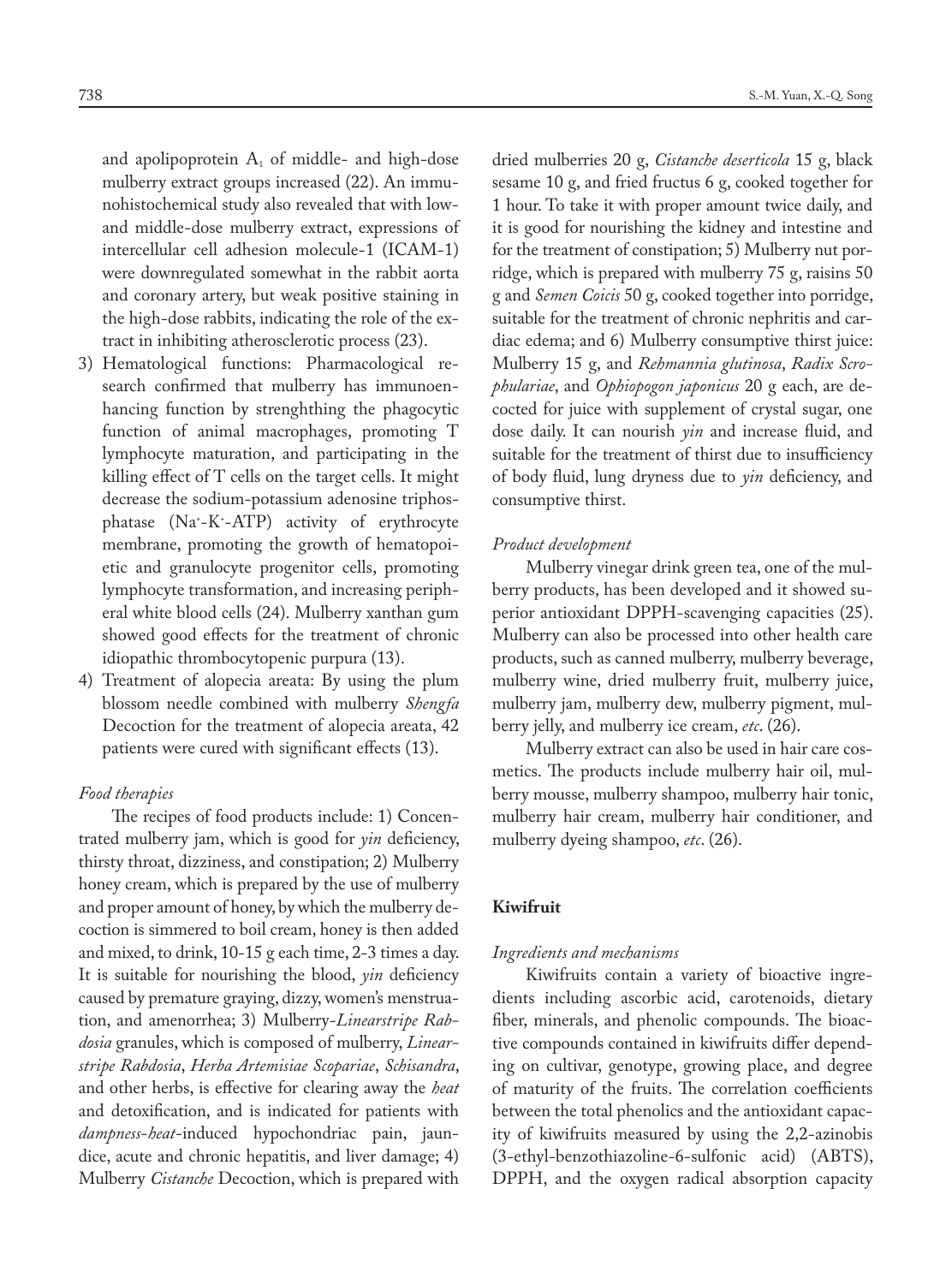and apolipoprotein $A_1$ of middle- and high-dose mulberry extract groups increased (22). An immunohistochemical study also revealed that with low- and middle-dose mulberry extract, expressions of intercellular cell adhesion molecule-1 (ICAM-1) were downregulated somewhat in the rabbit aorta and coronary artery, but weak positive staining in the high-dose rabbits, indicating the role of the extract in inhibiting atherosclerotic process (23).

3) Hematological functions: Pharmacological research confirmed that mulberry has immunoenhancing function by strenghthing the phagocytic function of animal macrophages, promoting T lymphocyte maturation, and participating in the killing effect of T cells on the target cells. It might decrease the sodium-potassium adenosine triphosphatase ($Na^+$-$K^+$-ATP) activity of erythrocyte membrane, promoting the growth of hematopoietic and granulocyte progenitor cells, promoting lymphocyte transformation, and increasing peripheral white blood cells (24). Mulberry xanthan gum showed good effects for the treatment of chronic idiopathic thrombocytopenic purpura (13).
4) Treatment of alopecia areata: By using the plum blossom needle combined with mulberry *Shengfa* Decoction for the treatment of alopecia areata, 42 patients were cured with significant effects (13).

*Food therapies*

The recipes of food products include: 1) Concentrated mulberry jam, which is good for *yin* deficiency, thirsty throat, dizziness, and constipation; 2) Mulberry honey cream, which is prepared by the use of mulberry and proper amount of honey, by which the mulberry decoction is simmered to boil cream, honey is then added and mixed, to drink, 10-15 g each time, 2-3 times a day. It is suitable for nourishing the blood, *yin* deficiency caused by premature graying, dizzy, women's menstruation, and amenorrhea; 3) Mulberry-*Linearstripe Rabdosia* granules, which is composed of mulberry, *Linearstripe Rabdosia*, *Herba Artemisiae Scopariae*, *Schisandra*, and other herbs, is effective for clearing away the *heat* and detoxification, and is indicated for patients with *dampness-heat*-induced hypochondriac pain, jaundice, acute and chronic hepatitis, and liver damage; 4) Mulberry *Cistanche* Decoction, which is prepared with dried mulberries 20 g, *Cistanche deserticola* 15 g, black sesame 10 g, and fried fructus 6 g, cooked together for 1 hour. To take it with proper amount twice daily, and it is good for nourishing the kidney and intestine and for the treatment of constipation; 5) Mulberry nut porridge, which is prepared with mulberry 75 g, raisins 50 g and *Semen Coicis* 50 g, cooked together into porridge, suitable for the treatment of chronic nephritis and cardiac edema; and 6) Mulberry consumptive thirst juice: Mulberry 15 g, and *Rehmannia glutinosa*, *Radix Scrophulariae*, and *Ophiopogon japonicus* 20 g each, are decocted for juice with supplement of crystal sugar, one dose daily. It can nourish *yin* and increase fluid, and suitable for the treatment of thirst due to insufficiency of body fluid, lung dryness due to *yin* deficiency, and consumptive thirst.

*Product development*

Mulberry vinegar drink green tea, one of the mulberry products, has been developed and it showed superior antioxidant DPPH-scavenging capacities (25). Mulberry can also be processed into other health care products, such as canned mulberry, mulberry beverage, mulberry wine, dried mulberry fruit, mulberry juice, mulberry jam, mulberry dew, mulberry pigment, mulberry jelly, and mulberry ice cream, *etc*. (26).

Mulberry extract can also be used in hair care cosmetics. The products include mulberry hair oil, mulberry mousse, mulberry shampoo, mulberry hair tonic, mulberry hair cream, mulberry hair conditioner, and mulberry dyeing shampoo, *etc*. (26).

## Kiwifruit

*Ingredients and mechanisms*

Kiwifruits contain a variety of bioactive ingredients including ascorbic acid, carotenoids, dietary fiber, minerals, and phenolic compounds. The bioactive compounds contained in kiwifruits differ depending on cultivar, genotype, growing place, and degree of maturity of the fruits. The correlation coefficients between the total phenolics and the antioxidant capacity of kiwifruits measured by using the 2,2-azinobis (3-ethyl-benzothiazoline-6-sulfonic acid) (ABTS), DPPH, and the oxygen radical absorption capacity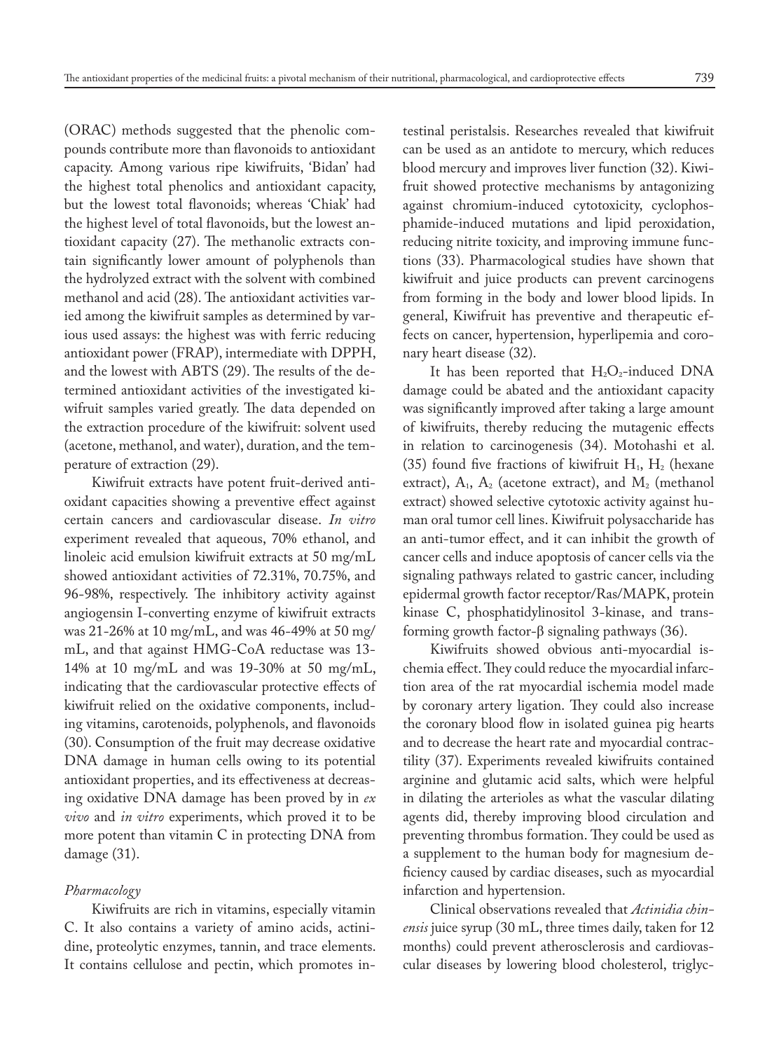(ORAC) methods suggested that the phenolic compounds contribute more than flavonoids to antioxidant capacity. Among various ripe kiwifruits, 'Bidan' had the highest total phenolics and antioxidant capacity, but the lowest total flavonoids; whereas 'Chiak' had the highest level of total flavonoids, but the lowest antioxidant capacity (27). The methanolic extracts contain significantly lower amount of polyphenols than the hydrolyzed extract with the solvent with combined methanol and acid (28). The antioxidant activities varied among the kiwifruit samples as determined by various used assays: the highest was with ferric reducing antioxidant power (FRAP), intermediate with DPPH, and the lowest with ABTS (29). The results of the determined antioxidant activities of the investigated kiwifruit samples varied greatly. The data depended on the extraction procedure of the kiwifruit: solvent used (acetone, methanol, and water), duration, and the temperature of extraction (29).

Kiwifruit extracts have potent fruit-derived antioxidant capacities showing a preventive effect against certain cancers and cardiovascular disease. *In vitro* experiment revealed that aqueous, 70% ethanol, and linoleic acid emulsion kiwifruit extracts at 50 mg/mL showed antioxidant activities of 72.31%, 70.75%, and 96-98%, respectively. The inhibitory activity against angiogensin I-converting enzyme of kiwifruit extracts was 21-26% at 10 mg/mL, and was 46-49% at 50 mg/mL, and that against HMG-CoA reductase was 13-14% at 10 mg/mL and was 19-30% at 50 mg/mL, indicating that the cardiovascular protective effects of kiwifruit relied on the oxidative components, including vitamins, carotenoids, polyphenols, and flavonoids (30). Consumption of the fruit may decrease oxidative DNA damage in human cells owing to its potential antioxidant properties, and its effectiveness at decreasing oxidative DNA damage has been proved by in *ex vivo* and *in vitro* experiments, which proved it to be more potent than vitamin C in protecting DNA from damage (31).

*Pharmacology*

Kiwifruits are rich in vitamins, especially vitamin C. It also contains a variety of amino acids, actinidine, proteolytic enzymes, tannin, and trace elements. It contains cellulose and pectin, which promotes intestinal peristalsis. Researches revealed that kiwifruit can be used as an antidote to mercury, which reduces blood mercury and improves liver function (32). Kiwifruit showed protective mechanisms by antagonizing against chromium-induced cytotoxicity, cyclophosphamide-induced mutations and lipid peroxidation, reducing nitrite toxicity, and improving immune functions (33). Pharmacological studies have shown that kiwifruit and juice products can prevent carcinogens from forming in the body and lower blood lipids. In general, Kiwifruit has preventive and therapeutic effects on cancer, hypertension, hyperlipemia and coronary heart disease (32).

It has been reported that $H_2O_2$-induced DNA damage could be abated and the antioxidant capacity was significantly improved after taking a large amount of kiwifruits, thereby reducing the mutagenic effects in relation to carcinogenesis (34). Motohashi et al. (35) found five fractions of kiwifruit $H_1$, $H_2$ (hexane extract), $A_1$, $A_2$ (acetone extract), and $M_2$ (methanol extract) showed selective cytotoxic activity against human oral tumor cell lines. Kiwifruit polysaccharide has an anti-tumor effect, and it can inhibit the growth of cancer cells and induce apoptosis of cancer cells via the signaling pathways related to gastric cancer, including epidermal growth factor receptor/Ras/MAPK, protein kinase C, phosphatidylinositol 3-kinase, and transforming growth factor-β signaling pathways (36).

Kiwifruits showed obvious anti-myocardial ischemia effect. They could reduce the myocardial infarction area of the rat myocardial ischemia model made by coronary artery ligation. They could also increase the coronary blood flow in isolated guinea pig hearts and to decrease the heart rate and myocardial contractility (37). Experiments revealed kiwifruits contained arginine and glutamic acid salts, which were helpful in dilating the arterioles as what the vascular dilating agents did, thereby improving blood circulation and preventing thrombus formation. They could be used as a supplement to the human body for magnesium deficiency caused by cardiac diseases, such as myocardial infarction and hypertension.

Clinical observations revealed that *Actinidia chinensis* juice syrup (30 mL, three times daily, taken for 12 months) could prevent atherosclerosis and cardiovascular diseases by lowering blood cholesterol, triglyc-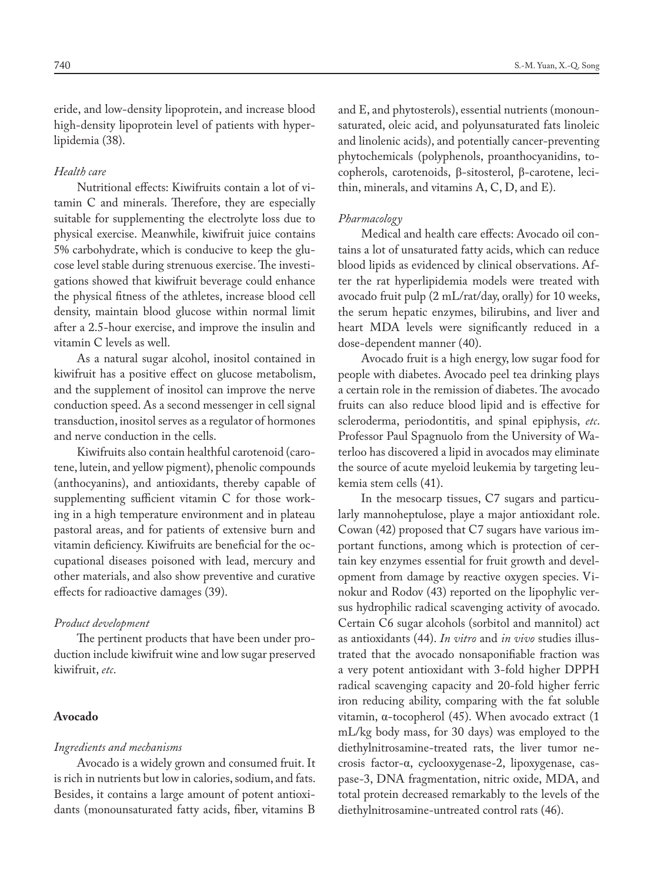eride, and low-density lipoprotein, and increase blood high-density lipoprotein level of patients with hyperlipidemia (38).

*Health care*

Nutritional effects: Kiwifruits contain a lot of vitamin C and minerals. Therefore, they are especially suitable for supplementing the electrolyte loss due to physical exercise. Meanwhile, kiwifruit juice contains 5% carbohydrate, which is conducive to keep the glucose level stable during strenuous exercise. The investigations showed that kiwifruit beverage could enhance the physical fitness of the athletes, increase blood cell density, maintain blood glucose within normal limit after a 2.5-hour exercise, and improve the insulin and vitamin C levels as well.

As a natural sugar alcohol, inositol contained in kiwifruit has a positive effect on glucose metabolism, and the supplement of inositol can improve the nerve conduction speed. As a second messenger in cell signal transduction, inositol serves as a regulator of hormones and nerve conduction in the cells.

Kiwifruits also contain healthful carotenoid (carotene, lutein, and yellow pigment), phenolic compounds (anthocyanins), and antioxidants, thereby capable of supplementing sufficient vitamin C for those working in a high temperature environment and in plateau pastoral areas, and for patients of extensive burn and vitamin deficiency. Kiwifruits are beneficial for the occupational diseases poisoned with lead, mercury and other materials, and also show preventive and curative effects for radioactive damages (39).

*Product development*

The pertinent products that have been under production include kiwifruit wine and low sugar preserved kiwifruit, *etc*.

## Avocado

*Ingredients and mechanisms*

Avocado is a widely grown and consumed fruit. It is rich in nutrients but low in calories, sodium, and fats. Besides, it contains a large amount of potent antioxidants (monounsaturated fatty acids, fiber, vitamins B and E, and phytosterols), essential nutrients (monounsaturated, oleic acid, and polyunsaturated fats linoleic and linolenic acids), and potentially cancer-preventing phytochemicals (polyphenols, proanthocyanidins, tocopherols, carotenoids, β-sitosterol, β-carotene, lecithin, minerals, and vitamins A, C, D, and E).

*Pharmacology*

Medical and health care effects: Avocado oil contains a lot of unsaturated fatty acids, which can reduce blood lipids as evidenced by clinical observations. After the rat hyperlipidemia models were treated with avocado fruit pulp (2 mL/rat/day, orally) for 10 weeks, the serum hepatic enzymes, bilirubins, and liver and heart MDA levels were significantly reduced in a dose-dependent manner (40).

Avocado fruit is a high energy, low sugar food for people with diabetes. Avocado peel tea drinking plays a certain role in the remission of diabetes. The avocado fruits can also reduce blood lipid and is effective for scleroderma, periodontitis, and spinal epiphysis, *etc*. Professor Paul Spagnuolo from the University of Waterloo has discovered a lipid in avocados may eliminate the source of acute myeloid leukemia by targeting leukemia stem cells (41).

In the mesocarp tissues, C7 sugars and particularly mannoheptulose, playe a major antioxidant role. Cowan (42) proposed that C7 sugars have various important functions, among which is protection of certain key enzymes essential for fruit growth and development from damage by reactive oxygen species. Vinokur and Rodov (43) reported on the lipophylic versus hydrophilic radical scavenging activity of avocado. Certain C6 sugar alcohols (sorbitol and mannitol) act as antioxidants (44). *In vitro* and *in vivo* studies illustrated that the avocado nonsaponifiable fraction was a very potent antioxidant with 3-fold higher DPPH radical scavenging capacity and 20-fold higher ferric iron reducing ability, comparing with the fat soluble vitamin, α-tocopherol (45). When avocado extract (1 mL/kg body mass, for 30 days) was employed to the diethylnitrosamine-treated rats, the liver tumor necrosis factor-α, cyclooxygenase-2, lipoxygenase, caspase-3, DNA fragmentation, nitric oxide, MDA, and total protein decreased remarkably to the levels of the diethylnitrosamine-untreated control rats (46).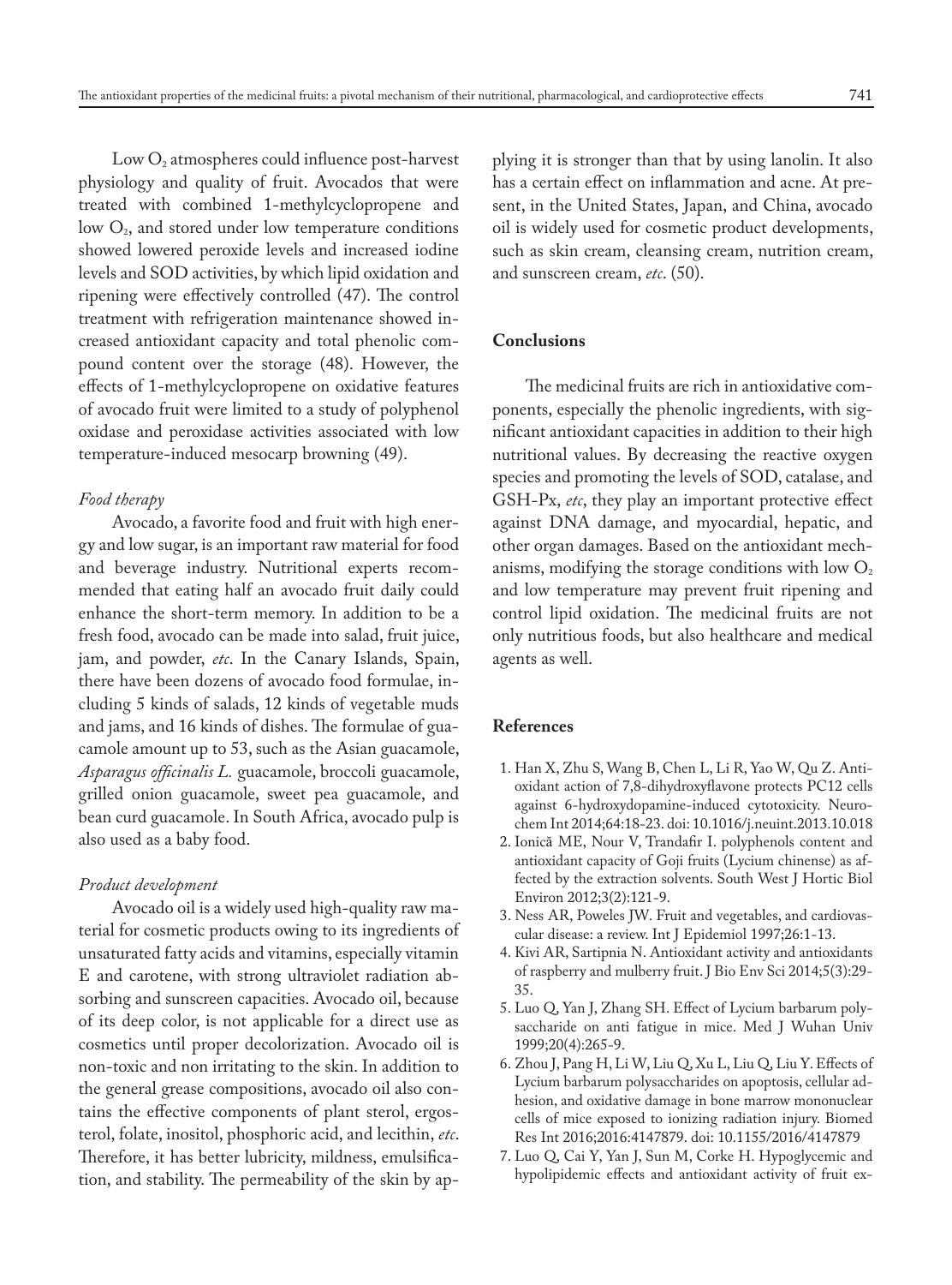Low $O_2$ atmospheres could influence post-harvest physiology and quality of fruit. Avocados that were treated with combined 1-methylcyclopropene and low $O_2$, and stored under low temperature conditions showed lowered peroxide levels and increased iodine levels and SOD activities, by which lipid oxidation and ripening were effectively controlled (47). The control treatment with refrigeration maintenance showed increased antioxidant capacity and total phenolic compound content over the storage (48). However, the effects of 1-methylcyclopropene on oxidative features of avocado fruit were limited to a study of polyphenol oxidase and peroxidase activities associated with low temperature-induced mesocarp browning (49).

*Food therapy*

Avocado, a favorite food and fruit with high energy and low sugar, is an important raw material for food and beverage industry. Nutritional experts recommended that eating half an avocado fruit daily could enhance the short-term memory. In addition to be a fresh food, avocado can be made into salad, fruit juice, jam, and powder, *etc*. In the Canary Islands, Spain, there have been dozens of avocado food formulae, including 5 kinds of salads, 12 kinds of vegetable muds and jams, and 16 kinds of dishes. The formulae of guacamole amount up to 53, such as the Asian guacamole, *Asparagus officinalis L.* guacamole, broccoli guacamole, grilled onion guacamole, sweet pea guacamole, and bean curd guacamole. In South Africa, avocado pulp is also used as a baby food.

*Product development*

Avocado oil is a widely used high-quality raw material for cosmetic products owing to its ingredients of unsaturated fatty acids and vitamins, especially vitamin E and carotene, with strong ultraviolet radiation absorbing and sunscreen capacities. Avocado oil, because of its deep color, is not applicable for a direct use as cosmetics until proper decolorization. Avocado oil is non-toxic and non irritating to the skin. In addition to the general grease compositions, avocado oil also contains the effective components of plant sterol, ergosterol, folate, inositol, phosphoric acid, and lecithin, *etc*. Therefore, it has better lubricity, mildness, emulsification, and stability. The permeability of the skin by applying it is stronger than that by using lanolin. It also has a certain effect on inflammation and acne. At present, in the United States, Japan, and China, avocado oil is widely used for cosmetic product developments, such as skin cream, cleansing cream, nutrition cream, and sunscreen cream, *etc*. (50).

## Conclusions

The medicinal fruits are rich in antioxidative components, especially the phenolic ingredients, with significant antioxidant capacities in addition to their high nutritional values. By decreasing the reactive oxygen species and promoting the levels of SOD, catalase, and GSH-Px, *etc*, they play an important protective effect against DNA damage, and myocardial, hepatic, and other organ damages. Based on the antioxidant mechanisms, modifying the storage conditions with low $O_2$ and low temperature may prevent fruit ripening and control lipid oxidation. The medicinal fruits are not only nutritious foods, but also healthcare and medical agents as well.

## References

1. Han X, Zhu S, Wang B, Chen L, Li R, Yao W, Qu Z. Antioxidant action of 7,8-dihydroxyflavone protects PC12 cells against 6-hydroxydopamine-induced cytotoxicity. Neurochem Int 2014;64:18-23. doi: 10.1016/j.neuint.2013.10.018
2. Ionică ME, Nour V, Trandafir I. polyphenols content and antioxidant capacity of Goji fruits (Lycium chinense) as affected by the extraction solvents. South West J Hortic Biol Environ 2012;3(2):121-9.
3. Ness AR, Poweles JW. Fruit and vegetables, and cardiovascular disease: a review. Int J Epidemiol 1997;26:1-13.
4. Kivi AR, Sartipnia N. Antioxidant activity and antioxidants of raspberry and mulberry fruit. J Bio Env Sci 2014;5(3):29-35.
5. Luo Q, Yan J, Zhang SH. Effect of Lycium barbarum polysaccharide on anti fatigue in mice. Med J Wuhan Univ 1999;20(4):265-9.
6. Zhou J, Pang H, Li W, Liu Q, Xu L, Liu Q, Liu Y. Effects of Lycium barbarum polysaccharides on apoptosis, cellular adhesion, and oxidative damage in bone marrow mononuclear cells of mice exposed to ionizing radiation injury. Biomed Res Int 2016;2016:4147879. doi: 10.1155/2016/4147879
7. Luo Q, Cai Y, Yan J, Sun M, Corke H. Hypoglycemic and hypolipidemic effects and antioxidant activity of fruit ex-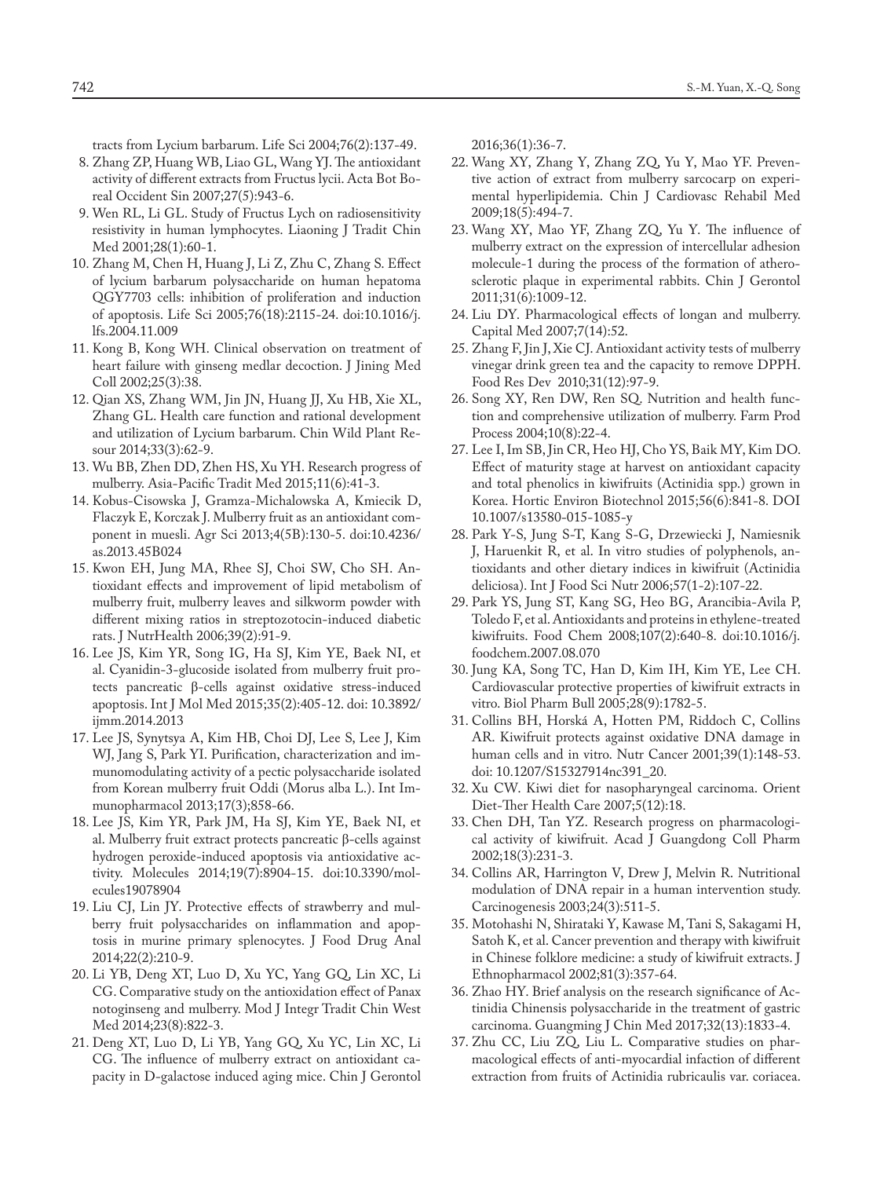tracts from Lycium barbarum. Life Sci 2004;76(2):137-49.

8. Zhang ZP, Huang WB, Liao GL, Wang YJ. The antioxidant activity of different extracts from Fructus lycii. Acta Bot Boreal Occident Sin 2007;27(5):943-6.
9. Wen RL, Li GL. Study of Fructus Lych on radiosensitivity resistivity in human lymphocytes. Liaoning J Tradit Chin Med 2001;28(1):60-1.
10. Zhang M, Chen H, Huang J, Li Z, Zhu C, Zhang S. Effect of lycium barbarum polysaccharide on human hepatoma QGY7703 cells: inhibition of proliferation and induction of apoptosis. Life Sci 2005;76(18):2115-24. doi:10.1016/j.lfs.2004.11.009
11. Kong B, Kong WH. Clinical observation on treatment of heart failure with ginseng medlar decoction. J Jining Med Coll 2002;25(3):38.
12. Qian XS, Zhang WM, Jin JN, Huang JJ, Xu HB, Xie XL, Zhang GL. Health care function and rational development and utilization of Lycium barbarum. Chin Wild Plant Resour 2014;33(3):62-9.
13. Wu BB, Zhen DD, Zhen HS, Xu YH. Research progress of mulberry. Asia-Pacific Tradit Med 2015;11(6):41-3.
14. Kobus-Cisowska J, Gramza-Michalowska A, Kmiecik D, Flaczyk E, Korczak J. Mulberry fruit as an antioxidant component in muesli. Agr Sci 2013;4(5B):130-5. doi:10.4236/as.2013.45B024
15. Kwon EH, Jung MA, Rhee SJ, Choi SW, Cho SH. Antioxidant effects and improvement of lipid metabolism of mulberry fruit, mulberry leaves and silkworm powder with different mixing ratios in streptozotocin-induced diabetic rats. J NutrHealth 2006;39(2):91-9.
16. Lee JS, Kim YR, Song IG, Ha SJ, Kim YE, Baek NI, et al. Cyanidin-3-glucoside isolated from mulberry fruit protects pancreatic β-cells against oxidative stress-induced apoptosis. Int J Mol Med 2015;35(2):405-12. doi: 10.3892/ijmm.2014.2013
17. Lee JS, Synytsya A, Kim HB, Choi DJ, Lee S, Lee J, Kim WJ, Jang S, Park YI. Purification, characterization and immunomodulating activity of a pectic polysaccharide isolated from Korean mulberry fruit Oddi (Morus alba L.). Int Immunopharmacol 2013;17(3);858-66.
18. Lee JS, Kim YR, Park JM, Ha SJ, Kim YE, Baek NI, et al. Mulberry fruit extract protects pancreatic β-cells against hydrogen peroxide-induced apoptosis via antioxidative activity. Molecules 2014;19(7):8904-15. doi:10.3390/molecules19078904
19. Liu CJ, Lin JY. Protective effects of strawberry and mulberry fruit polysaccharides on inflammation and apoptosis in murine primary splenocytes. J Food Drug Anal 2014;22(2):210-9.
20. Li YB, Deng XT, Luo D, Xu YC, Yang GQ, Lin XC, Li CG. Comparative study on the antioxidation effect of Panax notoginseng and mulberry. Mod J Integr Tradit Chin West Med 2014;23(8):822-3.
21. Deng XT, Luo D, Li YB, Yang GQ, Xu YC, Lin XC, Li CG. The influence of mulberry extract on antioxidant capacity in D-galactose induced aging mice. Chin J Gerontol 2016;36(1):36-7.
22. Wang XY, Zhang Y, Zhang ZQ, Yu Y, Mao YF. Preventive action of extract from mulberry sarcocarp on experimental hyperlipidemia. Chin J Cardiovasc Rehabil Med 2009;18(5):494-7.
23. Wang XY, Mao YF, Zhang ZQ, Yu Y. The influence of mulberry extract on the expression of intercellular adhesion molecule-1 during the process of the formation of atherosclerotic plaque in experimental rabbits. Chin J Gerontol 2011;31(6):1009-12.
24. Liu DY. Pharmacological effects of longan and mulberry. Capital Med 2007;7(14):52.
25. Zhang F, Jin J, Xie CJ. Antioxidant activity tests of mulberry vinegar drink green tea and the capacity to remove DPPH. Food Res Dev 2010;31(12):97-9.
26. Song XY, Ren DW, Ren SQ. Nutrition and health function and comprehensive utilization of mulberry. Farm Prod Process 2004;10(8):22-4.
27. Lee I, Im SB, Jin CR, Heo HJ, Cho YS, Baik MY, Kim DO. Effect of maturity stage at harvest on antioxidant capacity and total phenolics in kiwifruits (Actinidia spp.) grown in Korea. Hortic Environ Biotechnol 2015;56(6):841-8. DOI 10.1007/s13580-015-1085-y
28. Park Y-S, Jung S-T, Kang S-G, Drzewiecki J, Namiesnik J, Haruenkit R, et al. In vitro studies of polyphenols, antioxidants and other dietary indices in kiwifruit (Actinidia deliciosa). Int J Food Sci Nutr 2006;57(1-2):107-22.
29. Park YS, Jung ST, Kang SG, Heo BG, Arancibia-Avila P, Toledo F, et al. Antioxidants and proteins in ethylene-treated kiwifruits. Food Chem 2008;107(2):640-8. doi:10.1016/j.foodchem.2007.08.070
30. Jung KA, Song TC, Han D, Kim IH, Kim YE, Lee CH. Cardiovascular protective properties of kiwifruit extracts in vitro. Biol Pharm Bull 2005;28(9):1782-5.
31. Collins BH, Horská A, Hotten PM, Riddoch C, Collins AR. Kiwifruit protects against oxidative DNA damage in human cells and in vitro. Nutr Cancer 2001;39(1):148-53. doi: 10.1207/S15327914nc391_20.
32. Xu CW. Kiwi diet for nasopharyngeal carcinoma. Orient Diet-Ther Health Care 2007;5(12):18.
33. Chen DH, Tan YZ. Research progress on pharmacological activity of kiwifruit. Acad J Guangdong Coll Pharm 2002;18(3):231-3.
34. Collins AR, Harrington V, Drew J, Melvin R. Nutritional modulation of DNA repair in a human intervention study. Carcinogenesis 2003;24(3):511-5.
35. Motohashi N, Shirataki Y, Kawase M, Tani S, Sakagami H, Satoh K, et al. Cancer prevention and therapy with kiwifruit in Chinese folklore medicine: a study of kiwifruit extracts. J Ethnopharmacol 2002;81(3):357-64.
36. Zhao HY. Brief analysis on the research significance of Actinidia Chinensis polysaccharide in the treatment of gastric carcinoma. Guangming J Chin Med 2017;32(13):1833-4.
37. Zhu CC, Liu ZQ, Liu L. Comparative studies on pharmacological effects of anti-myocardial infaction of different extraction from fruits of Actinidia rubricaulis var. coriacea.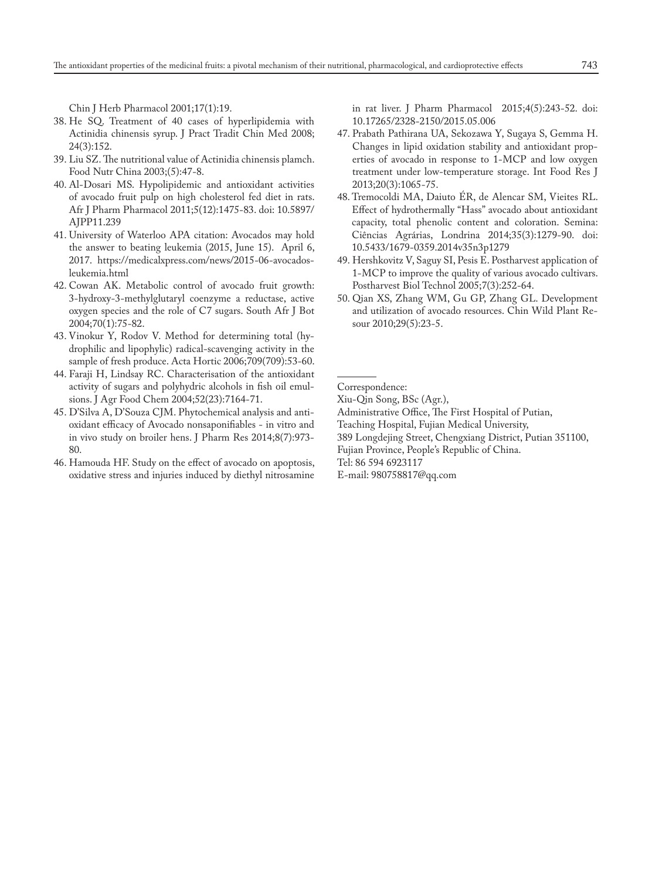Chin J Herb Pharmacol 2001;17(1):19.

38. He SQ. Treatment of 40 cases of hyperlipidemia with Actinidia chinensis syrup. J Pract Tradit Chin Med 2008; 24(3):152.
39. Liu SZ. The nutritional value of Actinidia chinensis plamch. Food Nutr China 2003;(5):47-8.
40. Al-Dosari MS. Hypolipidemic and antioxidant activities of avocado fruit pulp on high cholesterol fed diet in rats. Afr J Pharm Pharmacol 2011;5(12):1475-83. doi: 10.5897/AJPP11.239
41. University of Waterloo APA citation: Avocados may hold the answer to beating leukemia (2015, June 15). April 6, 2017. https://medicalxpress.com/news/2015-06-avocados-leukemia.html
42. Cowan AK. Metabolic control of avocado fruit growth: 3-hydroxy-3-methylglutaryl coenzyme a reductase, active oxygen species and the role of C7 sugars. South Afr J Bot 2004;70(1):75-82.
43. Vinokur Y, Rodov V. Method for determining total (hydrophilic and lipophylic) radical-scavenging activity in the sample of fresh produce. Acta Hortic 2006;709(709):53-60.
44. Faraji H, Lindsay RC. Characterisation of the antioxidant activity of sugars and polyhydric alcohols in fish oil emulsions. J Agr Food Chem 2004;52(23):7164-71.
45. D'Silva A, D'Souza CJM. Phytochemical analysis and antioxidant efficacy of Avocado nonsaponifiables - in vitro and in vivo study on broiler hens. J Pharm Res 2014;8(7):973-80.
46. Hamouda HF. Study on the effect of avocado on apoptosis, oxidative stress and injuries induced by diethyl nitrosamine in rat liver. J Pharm Pharmacol 2015;4(5):243-52. doi: 10.17265/2328-2150/2015.05.006
47. Prabath Pathirana UA, Sekozawa Y, Sugaya S, Gemma H. Changes in lipid oxidation stability and antioxidant properties of avocado in response to 1-MCP and low oxygen treatment under low-temperature storage. Int Food Res J 2013;20(3):1065-75.
48. Tremocoldi MA, Daiuto ÉR, de Alencar SM, Vieites RL. Effect of hydrothermally "Hass" avocado about antioxidant capacity, total phenolic content and coloration. Semina: Ciências Agrárias, Londrina 2014;35(3):1279-90. doi: 10.5433/1679-0359.2014v35n3p1279
49. Hershkovitz V, Saguy SI, Pesis E. Postharvest application of 1-MCP to improve the quality of various avocado cultivars. Postharvest Biol Technol 2005;7(3):252-64.
50. Qian XS, Zhang WM, Gu GP, Zhang GL. Development and utilization of avocado resources. Chin Wild Plant Resour 2010;29(5):23-5.

Correspondence:
Xiu-Qin Song, BSc (Agr.),
Administrative Office, The First Hospital of Putian,
Teaching Hospital, Fujian Medical University,
389 Longdejing Street, Chengxiang District, Putian 351100,
Fujian Province, People's Republic of China.
Tel: 86 594 6923117
E-mail: 980758817@qq.com